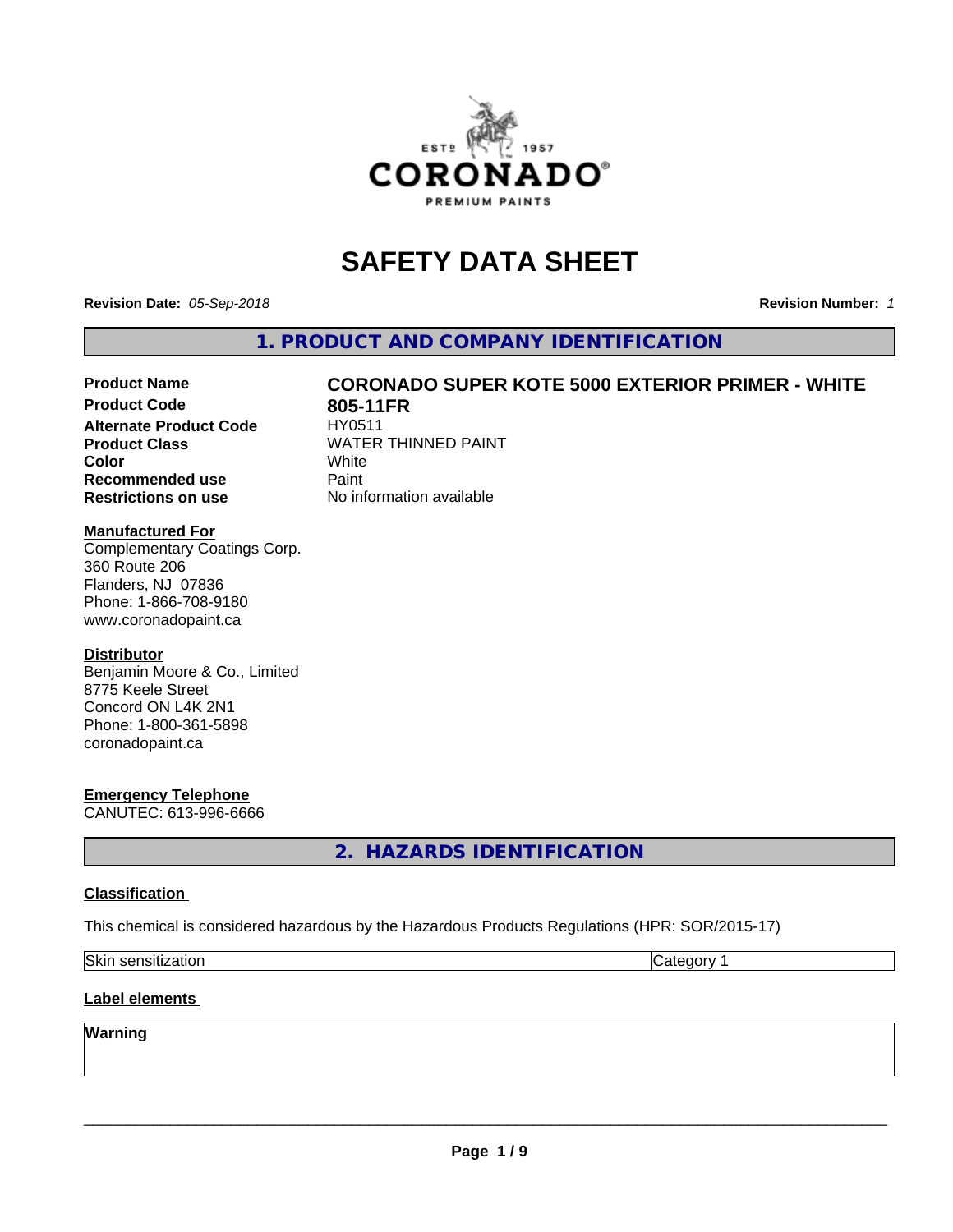# SAFETY DATA SHEET

**Revision Date:** *05-Sep-2018*

**Revision Number:** *1*

## 1. PRODUCT AND COMPANY IDENTIFICATION

| | |
|---|---|
| **Product Name** | **CORONADO SUPER KOTE 5000 EXTERIOR PRIMER - WHITE** |
| **Product Code** | **805-11FR** |
| **Alternate Product Code** | HY0511 |
| **Product Class** | WATER THINNED PAINT |
| **Color** | White |
| **Recommended use** | Paint |
| **Restrictions on use** | No information available |

**Manufactured For**
Complementary Coatings Corp.
360 Route 206
Flanders, NJ 07836
Phone: 1-866-708-9180
www.coronadopaint.ca

**Distributor**
Benjamin Moore & Co., Limited
8775 Keele Street
Concord ON L4K 2N1
Phone: 1-800-361-5898
coronadopaint.ca

**Emergency Telephone**
CANUTEC: 613-996-6666

## 2. HAZARDS IDENTIFICATION

### Classification

This chemical is considered hazardous by the Hazardous Products Regulations (HPR: SOR/2015-17)

| | |
|---|---|
| Skin sensitization | Category 1 |

### Label elements

**Warning**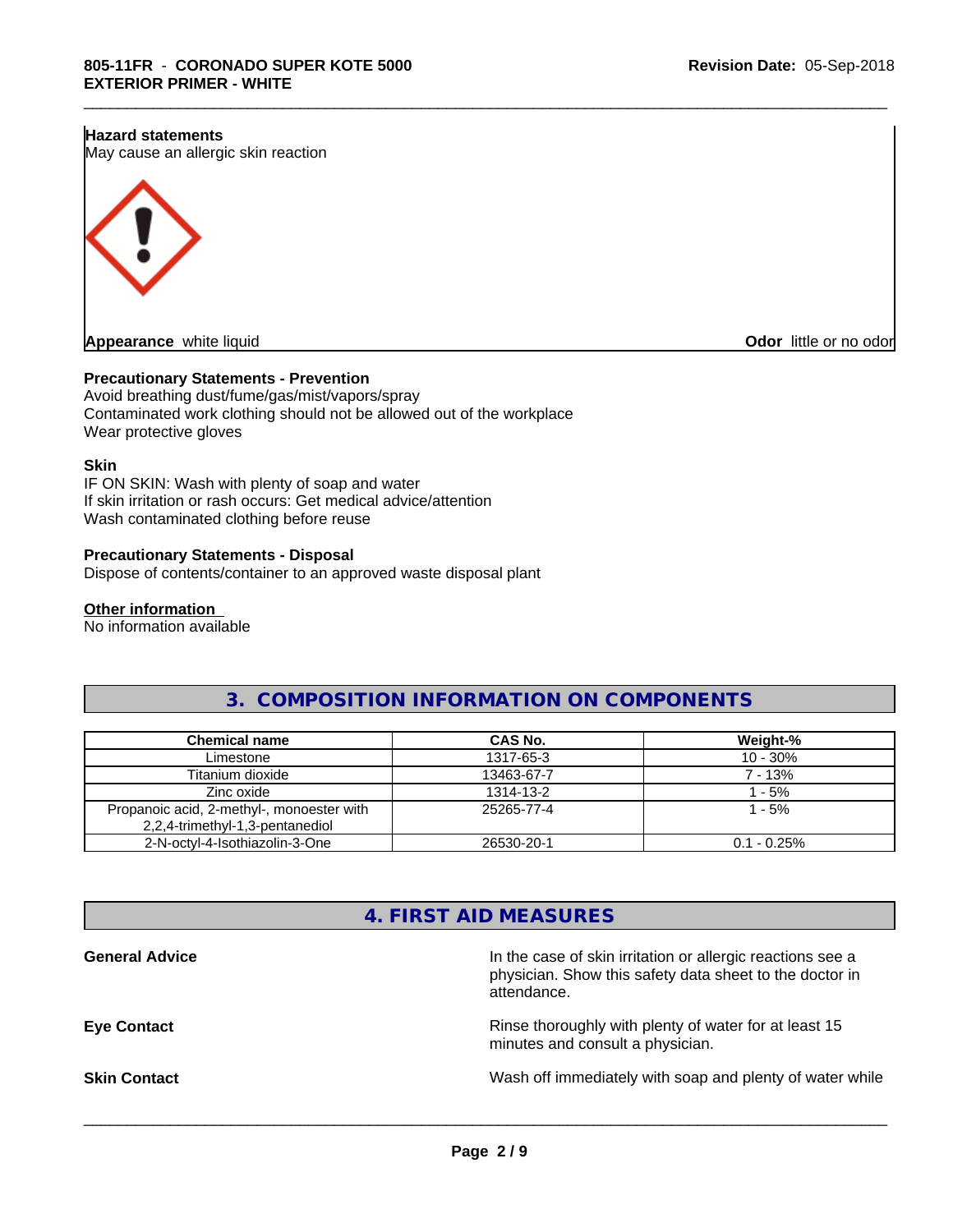**Hazard statements**
May cause an allergic skin reaction

**Appearance** white liquid

**Odor** little or no odor

**Precautionary Statements - Prevention**
Avoid breathing dust/fume/gas/mist/vapors/spray
Contaminated work clothing should not be allowed out of the workplace
Wear protective gloves

**Skin**
IF ON SKIN: Wash with plenty of soap and water
If skin irritation or rash occurs: Get medical advice/attention
Wash contaminated clothing before reuse

**Precautionary Statements - Disposal**
Dispose of contents/container to an approved waste disposal plant

**Other information**
No information available

## 3. COMPOSITION INFORMATION ON COMPONENTS

| Chemical name | CAS No. | Weight-% |
|---|---|---|
| Limestone | 1317-65-3 | 10 - 30% |
| Titanium dioxide | 13463-67-7 | 7 - 13% |
| Zinc oxide | 1314-13-2 | 1 - 5% |
| Propanoic acid, 2-methyl-, monoester with 2,2,4-trimethyl-1,3-pentanediol | 25265-77-4 | 1 - 5% |
| 2-N-octyl-4-Isothiazolin-3-One | 26530-20-1 | 0.1 - 0.25% |

## 4. FIRST AID MEASURES

**General Advice**
In the case of skin irritation or allergic reactions see a physician. Show this safety data sheet to the doctor in attendance.

**Eye Contact**
Rinse thoroughly with plenty of water for at least 15 minutes and consult a physician.

**Skin Contact**
Wash off immediately with soap and plenty of water while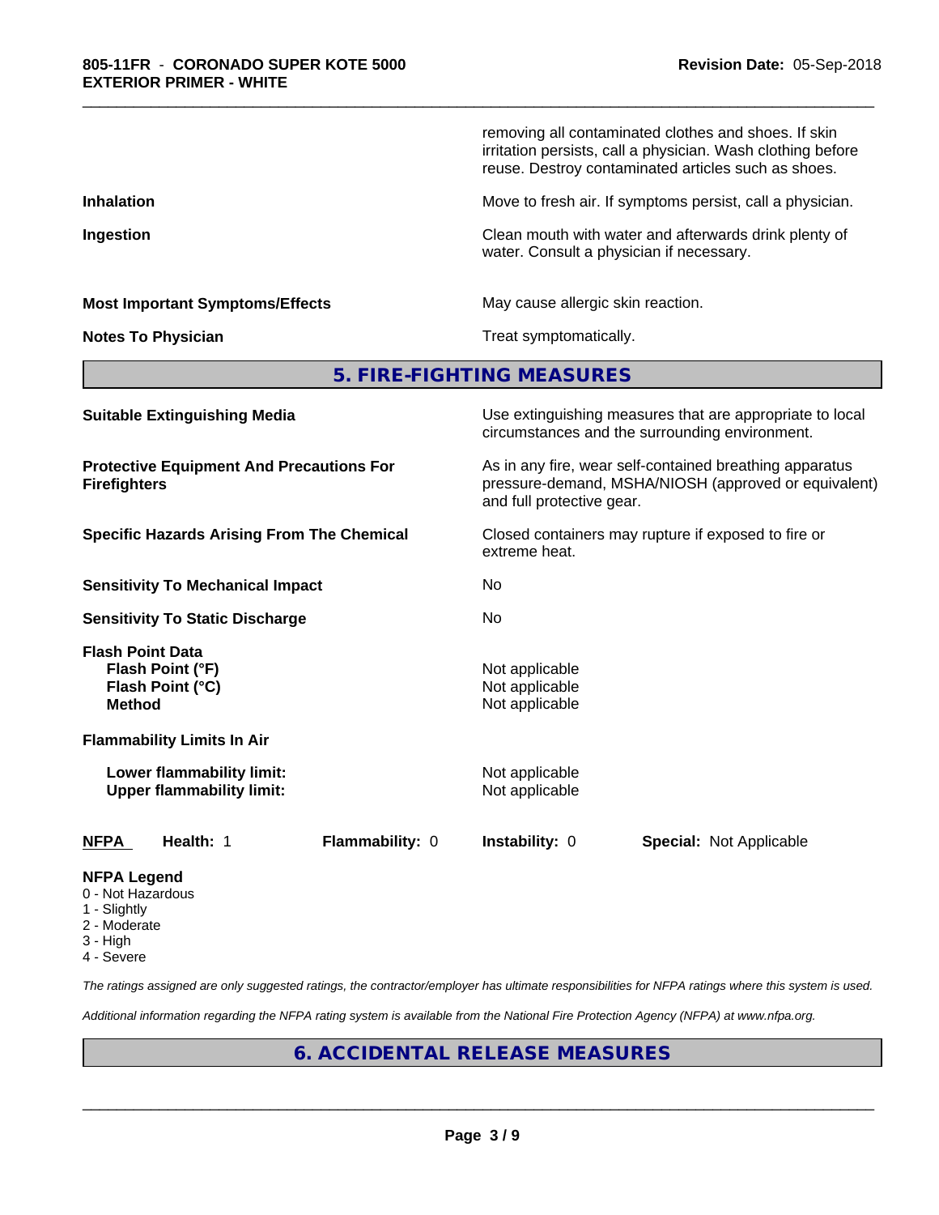removing all contaminated clothes and shoes. If skin irritation persists, call a physician. Wash clothing before reuse. Destroy contaminated articles such as shoes.

| | |
|---|---|
| **Inhalation** | Move to fresh air. If symptoms persist, call a physician. |
| **Ingestion** | Clean mouth with water and afterwards drink plenty of water. Consult a physician if necessary. |
| **Most Important Symptoms/Effects** | May cause allergic skin reaction. |
| **Notes To Physician** | Treat symptomatically. |

## 5. FIRE-FIGHTING MEASURES

| | |
|---|---|
| **Suitable Extinguishing Media** | Use extinguishing measures that are appropriate to local circumstances and the surrounding environment. |
| **Protective Equipment And Precautions For Firefighters** | As in any fire, wear self-contained breathing apparatus pressure-demand, MSHA/NIOSH (approved or equivalent) and full protective gear. |
| **Specific Hazards Arising From The Chemical** | Closed containers may rupture if exposed to fire or extreme heat. |
| **Sensitivity To Mechanical Impact** | No |
| **Sensitivity To Static Discharge** | No |

**Flash Point Data**

| | |
|---|---|
| **Flash Point (°F)** | Not applicable |
| **Flash Point (°C)** | Not applicable |
| **Method** | Not applicable |

**Flammability Limits In Air**

| | |
|---|---|
| **Lower flammability limit:** | Not applicable |
| **Upper flammability limit:** | Not applicable |

| **NFPA** | **Health:** 1 | **Flammability:** 0 | **Instability:** 0 | **Special:** Not Applicable |
|---|---|---|---|---|

**NFPA Legend**
- 0 - Not Hazardous
- 1 - Slightly
- 2 - Moderate
- 3 - High
- 4 - Severe

*The ratings assigned are only suggested ratings, the contractor/employer has ultimate responsibilities for NFPA ratings where this system is used.*

*Additional information regarding the NFPA rating system is available from the National Fire Protection Agency (NFPA) at www.nfpa.org.*

## 6. ACCIDENTAL RELEASE MEASURES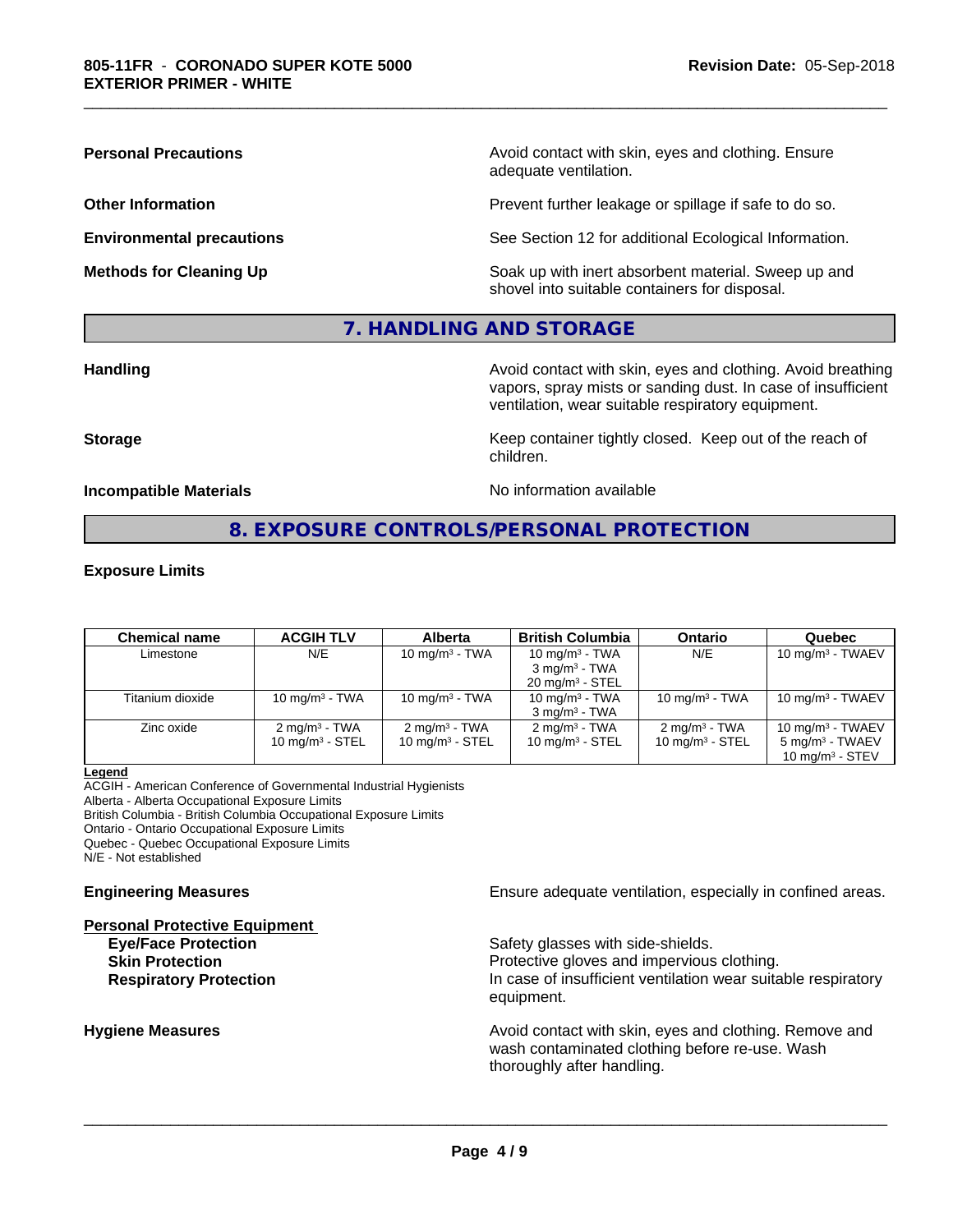**Personal Precautions**
Avoid contact with skin, eyes and clothing. Ensure adequate ventilation.

**Other Information**
Prevent further leakage or spillage if safe to do so.

**Environmental precautions**
See Section 12 for additional Ecological Information.

**Methods for Cleaning Up**
Soak up with inert absorbent material. Sweep up and shovel into suitable containers for disposal.

## 7. HANDLING AND STORAGE

**Handling**
Avoid contact with skin, eyes and clothing. Avoid breathing vapors, spray mists or sanding dust. In case of insufficient ventilation, wear suitable respiratory equipment.

**Storage**
Keep container tightly closed. Keep out of the reach of children.

**Incompatible Materials**
No information available

## 8. EXPOSURE CONTROLS/PERSONAL PROTECTION

**Exposure Limits**

| Chemical name | ACGIH TLV | Alberta | British Columbia | Ontario | Quebec |
|---|---|---|---|---|---|
| Limestone | N/E | 10 mg/m³ - TWA | 10 mg/m³ - TWA<br>3 mg/m³ - TWA<br>20 mg/m³ - STEL | N/E | 10 mg/m³ - TWAEV |
| Titanium dioxide | 10 mg/m³ - TWA | 10 mg/m³ - TWA | 10 mg/m³ - TWA<br>3 mg/m³ - TWA | 10 mg/m³ - TWA | 10 mg/m³ - TWAEV |
| Zinc oxide | 2 mg/m³ - TWA<br>10 mg/m³ - STEL | 2 mg/m³ - TWA<br>10 mg/m³ - STEL | 2 mg/m³ - TWA<br>10 mg/m³ - STEL | 2 mg/m³ - TWA<br>10 mg/m³ - STEL | 10 mg/m³ - TWAEV<br>5 mg/m³ - TWAEV<br>10 mg/m³ - STEV |

**Legend**
ACGIH - American Conference of Governmental Industrial Hygienists
Alberta - Alberta Occupational Exposure Limits
British Columbia - British Columbia Occupational Exposure Limits
Ontario - Ontario Occupational Exposure Limits
Quebec - Quebec Occupational Exposure Limits
N/E - Not established

**Engineering Measures**
Ensure adequate ventilation, especially in confined areas.

**Personal Protective Equipment**

**Eye/Face Protection**
Safety glasses with side-shields.

**Skin Protection**
Protective gloves and impervious clothing.

**Respiratory Protection**
In case of insufficient ventilation wear suitable respiratory equipment.

**Hygiene Measures**
Avoid contact with skin, eyes and clothing. Remove and wash contaminated clothing before re-use. Wash thoroughly after handling.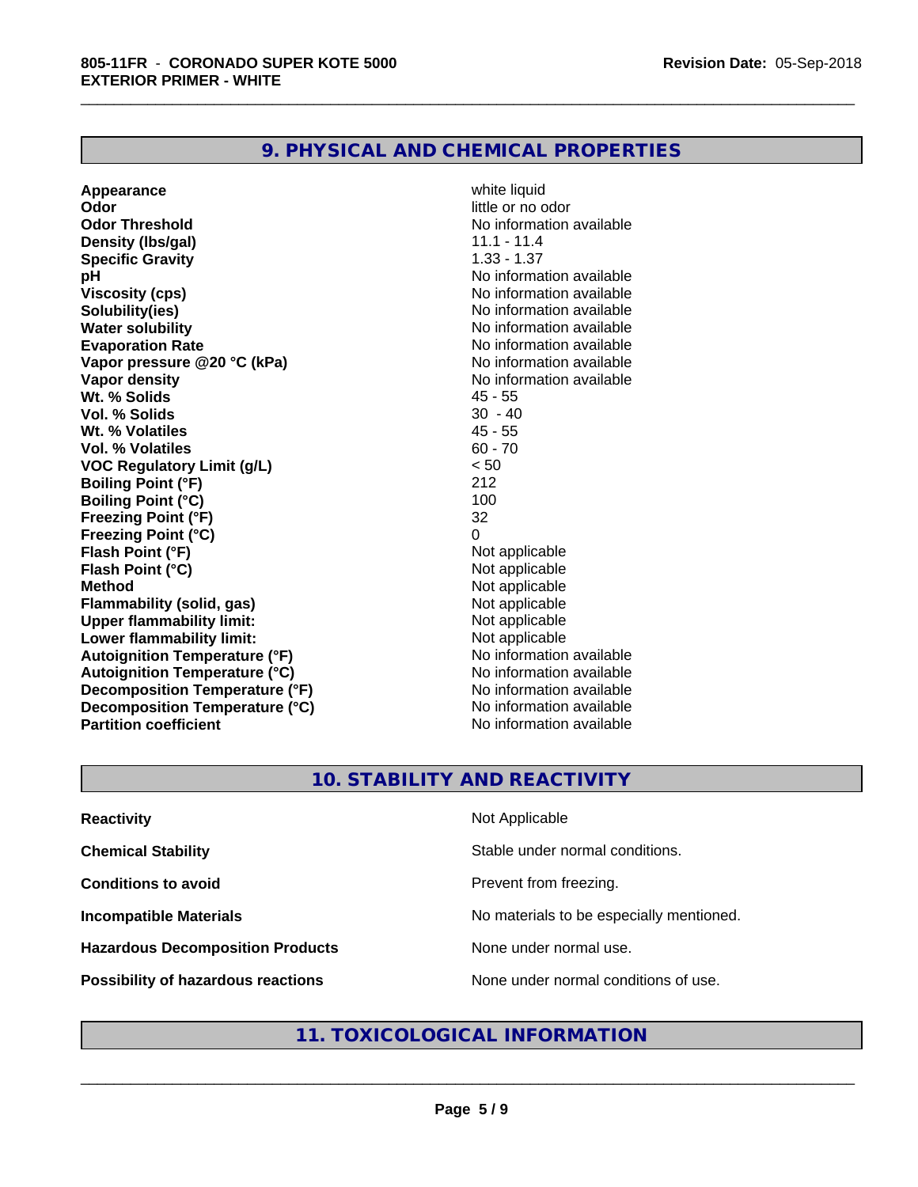## 9. PHYSICAL AND CHEMICAL PROPERTIES

| | |
|---|---|
| **Appearance** | white liquid |
| **Odor** | little or no odor |
| **Odor Threshold** | No information available |
| **Density (lbs/gal)** | 11.1 - 11.4 |
| **Specific Gravity** | 1.33 - 1.37 |
| **pH** | No information available |
| **Viscosity (cps)** | No information available |
| **Solubility(ies)** | No information available |
| **Water solubility** | No information available |
| **Evaporation Rate** | No information available |
| **Vapor pressure @20 °C (kPa)** | No information available |
| **Vapor density** | No information available |
| **Wt. % Solids** | 45 - 55 |
| **Vol. % Solids** | 30 - 40 |
| **Wt. % Volatiles** | 45 - 55 |
| **Vol. % Volatiles** | 60 - 70 |
| **VOC Regulatory Limit (g/L)** | < 50 |
| **Boiling Point (°F)** | 212 |
| **Boiling Point (°C)** | 100 |
| **Freezing Point (°F)** | 32 |
| **Freezing Point (°C)** | 0 |
| **Flash Point (°F)** | Not applicable |
| **Flash Point (°C)** | Not applicable |
| **Method** | Not applicable |
| **Flammability (solid, gas)** | Not applicable |
| **Upper flammability limit:** | Not applicable |
| **Lower flammability limit:** | Not applicable |
| **Autoignition Temperature (°F)** | No information available |
| **Autoignition Temperature (°C)** | No information available |
| **Decomposition Temperature (°F)** | No information available |
| **Decomposition Temperature (°C)** | No information available |
| **Partition coefficient** | No information available |

## 10. STABILITY AND REACTIVITY

| | |
|---|---|
| **Reactivity** | Not Applicable |
| **Chemical Stability** | Stable under normal conditions. |
| **Conditions to avoid** | Prevent from freezing. |
| **Incompatible Materials** | No materials to be especially mentioned. |
| **Hazardous Decomposition Products** | None under normal use. |
| **Possibility of hazardous reactions** | None under normal conditions of use. |

## 11. TOXICOLOGICAL INFORMATION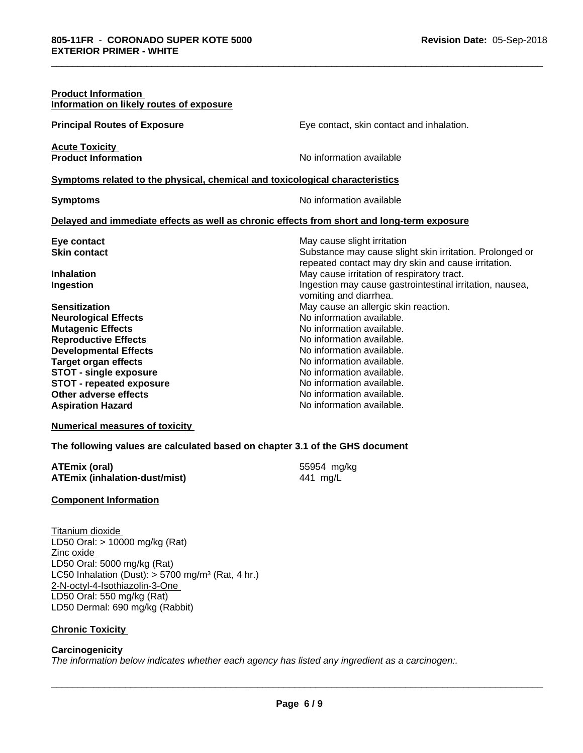**Product Information**
**Information on likely routes of exposure**

| | |
|---|---|
| **Principal Routes of Exposure** | Eye contact, skin contact and inhalation. |

**Acute Toxicity**

| | |
|---|---|
| **Product Information** | No information available |

**Symptoms related to the physical, chemical and toxicological characteristics**

| | |
|---|---|
| **Symptoms** | No information available |

**Delayed and immediate effects as well as chronic effects from short and long-term exposure**

| | |
|---|---|
| **Eye contact** | May cause slight irritation |
| **Skin contact** | Substance may cause slight skin irritation. Prolonged or repeated contact may dry skin and cause irritation. |
| **Inhalation** | May cause irritation of respiratory tract. |
| **Ingestion** | Ingestion may cause gastrointestinal irritation, nausea, vomiting and diarrhea. |
| **Sensitization** | May cause an allergic skin reaction. |
| **Neurological Effects** | No information available. |
| **Mutagenic Effects** | No information available. |
| **Reproductive Effects** | No information available. |
| **Developmental Effects** | No information available. |
| **Target organ effects** | No information available. |
| **STOT - single exposure** | No information available. |
| **STOT - repeated exposure** | No information available. |
| **Other adverse effects** | No information available. |
| **Aspiration Hazard** | No information available. |

**Numerical measures of toxicity**

**The following values are calculated based on chapter 3.1 of the GHS document**

| | |
|---|---|
| **ATEmix (oral)** | 55954 mg/kg |
| **ATEmix (inhalation-dust/mist)** | 441 mg/L |

**Component Information**

Titanium dioxide
LD50 Oral: > 10000 mg/kg (Rat)
Zinc oxide
LD50 Oral: 5000 mg/kg (Rat)
LC50 Inhalation (Dust): > 5700 mg/m$^3$ (Rat, 4 hr.)
2-N-octyl-4-Isothiazolin-3-One
LD50 Oral: 550 mg/kg (Rat)
LD50 Dermal: 690 mg/kg (Rabbit)

**Chronic Toxicity**

**Carcinogenicity**
*The information below indicates whether each agency has listed any ingredient as a carcinogen:.*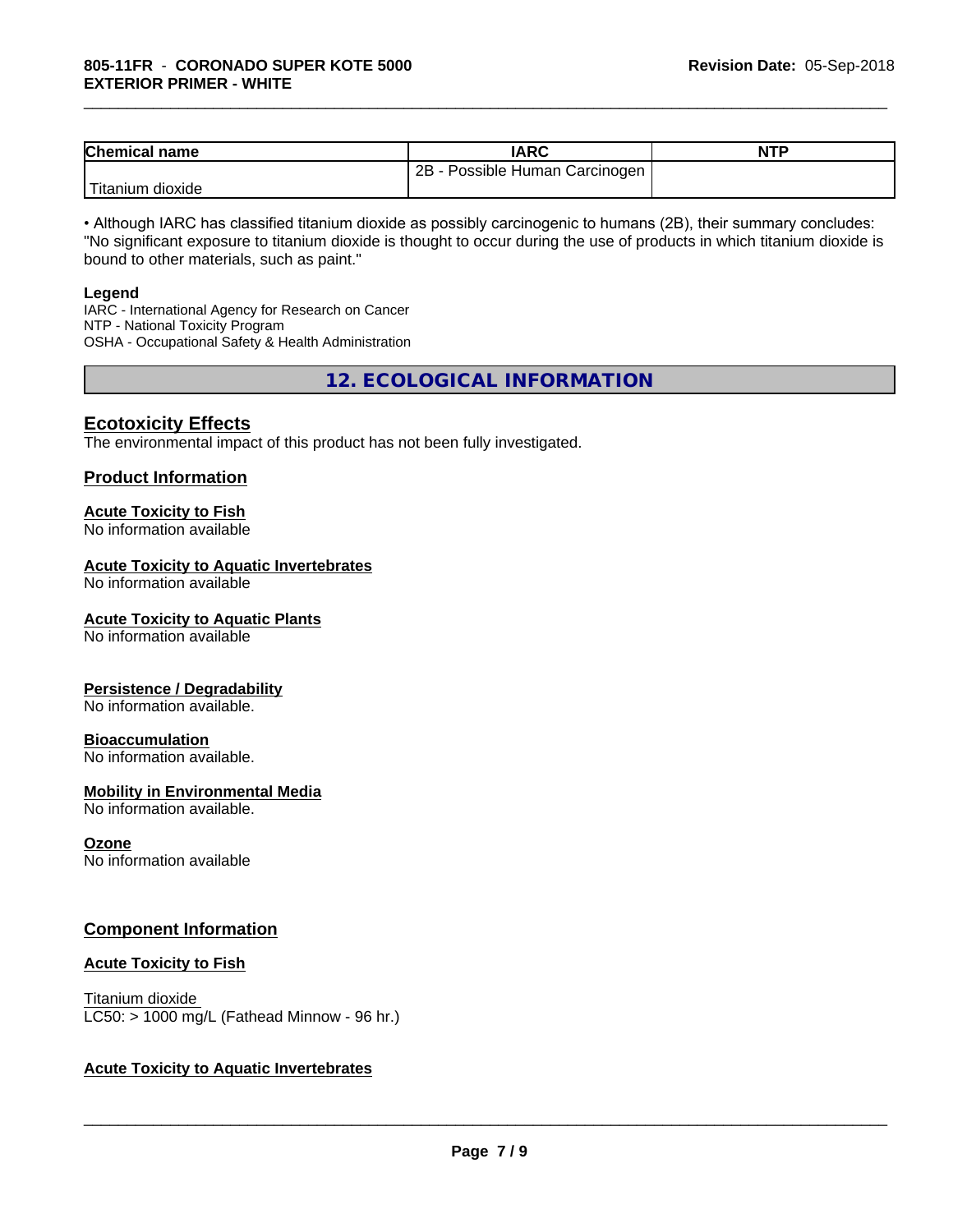| Chemical name | IARC | NTP |
| --- | --- | --- |
| Titanium dioxide | 2B - Possible Human Carcinogen | |

• Although IARC has classified titanium dioxide as possibly carcinogenic to humans (2B), their summary concludes: "No significant exposure to titanium dioxide is thought to occur during the use of products in which titanium dioxide is bound to other materials, such as paint."

**Legend**
IARC - International Agency for Research on Cancer
NTP - National Toxicity Program
OSHA - Occupational Safety & Health Administration

## 12. ECOLOGICAL INFORMATION

### Ecotoxicity Effects

The environmental impact of this product has not been fully investigated.

### Product Information

**Acute Toxicity to Fish**
No information available

**Acute Toxicity to Aquatic Invertebrates**
No information available

**Acute Toxicity to Aquatic Plants**
No information available

**Persistence / Degradability**
No information available.

**Bioaccumulation**
No information available.

**Mobility in Environmental Media**
No information available.

**Ozone**
No information available

### Component Information

**Acute Toxicity to Fish**

Titanium dioxide
LC50: > 1000 mg/L (Fathead Minnow - 96 hr.)

**Acute Toxicity to Aquatic Invertebrates**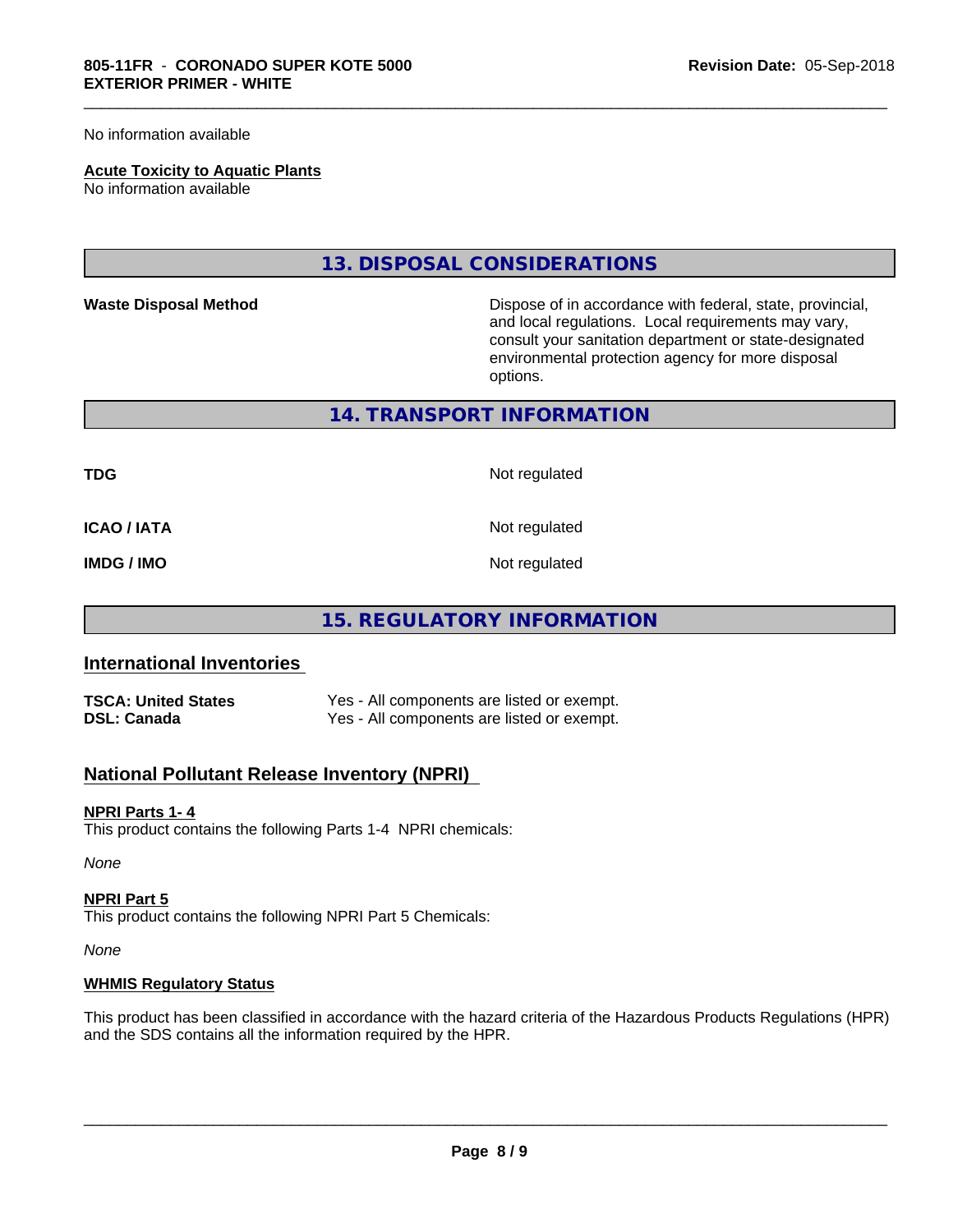No information available

**Acute Toxicity to Aquatic Plants**
No information available

## 13. DISPOSAL CONSIDERATIONS

| | |
|---|---|
| **Waste Disposal Method** | Dispose of in accordance with federal, state, provincial, and local regulations. Local requirements may vary, consult your sanitation department or state-designated environmental protection agency for more disposal options. |

## 14. TRANSPORT INFORMATION

| | |
|---|---|
| **TDG** | Not regulated |
| **ICAO / IATA** | Not regulated |
| **IMDG / IMO** | Not regulated |

## 15. REGULATORY INFORMATION

### International Inventories

| | |
|---|---|
| **TSCA: United States** | Yes - All components are listed or exempt. |
| **DSL: Canada** | Yes - All components are listed or exempt. |

### National Pollutant Release Inventory (NPRI)

**NPRI Parts 1- 4**
This product contains the following Parts 1-4 NPRI chemicals:

*None*

**NPRI Part 5**
This product contains the following NPRI Part 5 Chemicals:

*None*

**WHMIS Regulatory Status**

This product has been classified in accordance with the hazard criteria of the Hazardous Products Regulations (HPR) and the SDS contains all the information required by the HPR.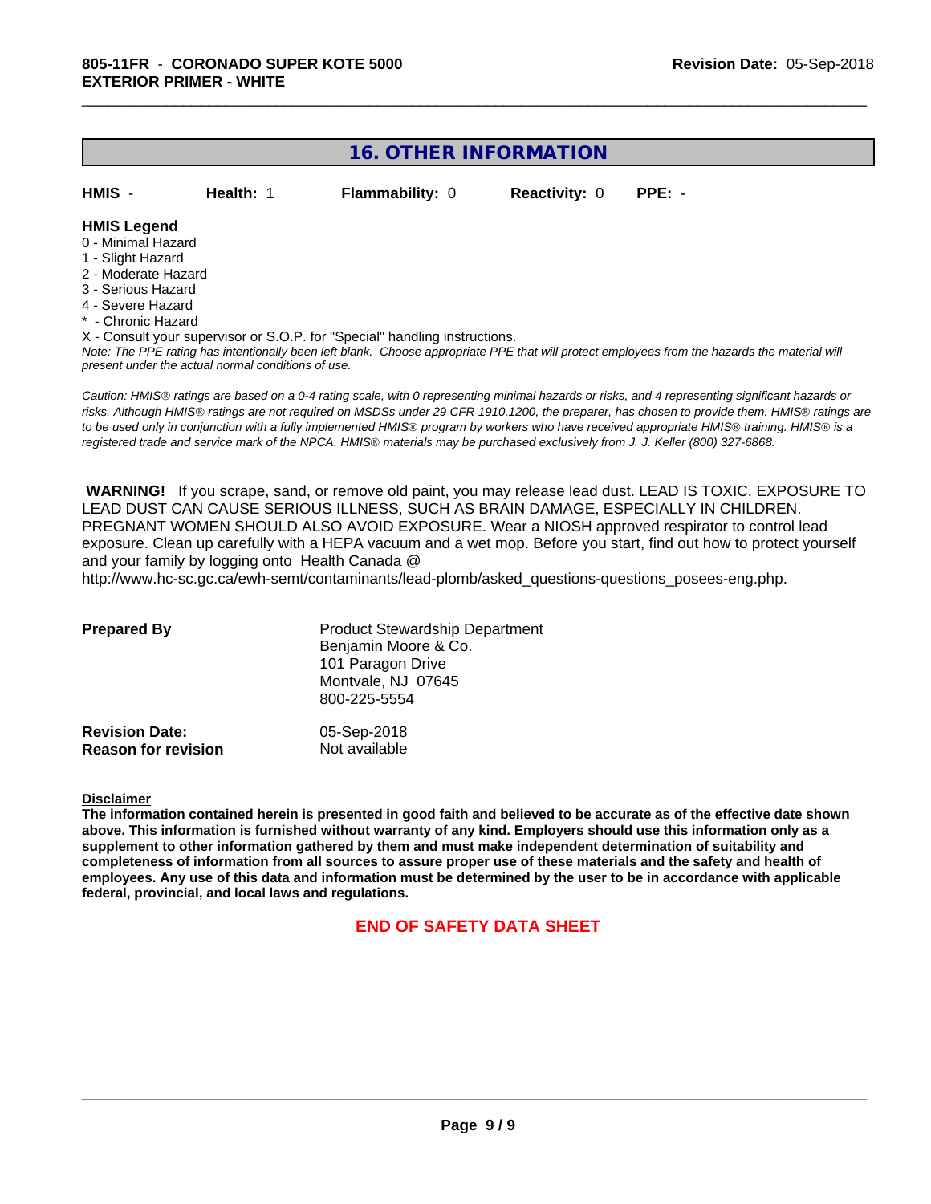## 16. OTHER INFORMATION

| HMIS - | Health: 1 | Flammability: 0 | Reactivity: 0 | PPE: - |
|---|---|---|---|---|

**HMIS Legend**
0 - Minimal Hazard
1 - Slight Hazard
2 - Moderate Hazard
3 - Serious Hazard
4 - Severe Hazard
* - Chronic Hazard
X - Consult your supervisor or S.O.P. for "Special" handling instructions.

*Note: The PPE rating has intentionally been left blank. Choose appropriate PPE that will protect employees from the hazards the material will present under the actual normal conditions of use.*

*Caution: HMIS® ratings are based on a 0-4 rating scale, with 0 representing minimal hazards or risks, and 4 representing significant hazards or risks. Although HMIS® ratings are not required on MSDSs under 29 CFR 1910.1200, the preparer, has chosen to provide them. HMIS® ratings are to be used only in conjunction with a fully implemented HMIS® program by workers who have received appropriate HMIS® training. HMIS® is a registered trade and service mark of the NPCA. HMIS® materials may be purchased exclusively from J. J. Keller (800) 327-6868.*

**WARNING!** If you scrape, sand, or remove old paint, you may release lead dust. LEAD IS TOXIC. EXPOSURE TO LEAD DUST CAN CAUSE SERIOUS ILLNESS, SUCH AS BRAIN DAMAGE, ESPECIALLY IN CHILDREN. PREGNANT WOMEN SHOULD ALSO AVOID EXPOSURE. Wear a NIOSH approved respirator to control lead exposure. Clean up carefully with a HEPA vacuum and a wet mop. Before you start, find out how to protect yourself and your family by logging onto Health Canada @ http://www.hc-sc.gc.ca/ewh-semt/contaminants/lead-plomb/asked_questions-questions_posees-eng.php.

**Prepared By**
Product Stewardship Department
Benjamin Moore & Co.
101 Paragon Drive
Montvale, NJ 07645
800-225-5554

**Revision Date:** 05-Sep-2018
**Reason for revision** Not available

**Disclaimer**

**The information contained herein is presented in good faith and believed to be accurate as of the effective date shown above. This information is furnished without warranty of any kind. Employers should use this information only as a supplement to other information gathered by them and must make independent determination of suitability and completeness of information from all sources to assure proper use of these materials and the safety and health of employees. Any use of this data and information must be determined by the user to be in accordance with applicable federal, provincial, and local laws and regulations.**

**END OF SAFETY DATA SHEET**